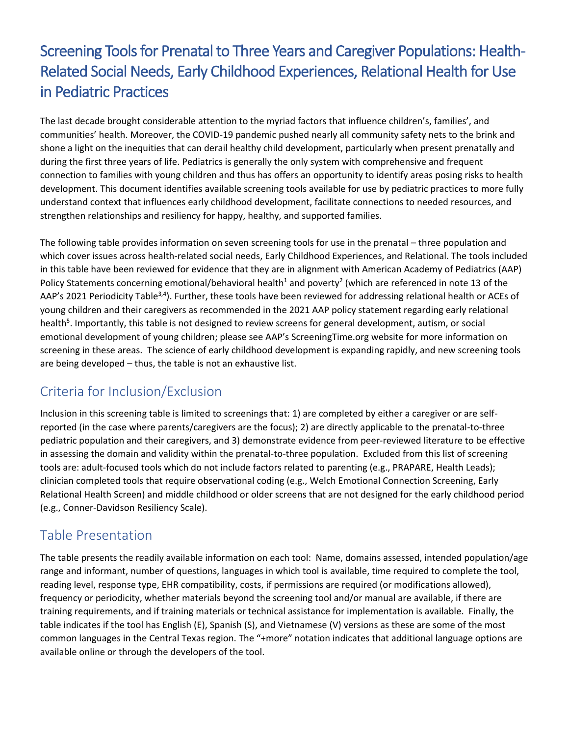# Screening Tools for Prenatal to Three Years and Caregiver Populations: Health-Related Social Needs, Early Childhood Experiences, Relational Health for Use in Pediatric Practices

The last decade brought considerable attention to the myriad factors that influence children's, families', and communities' health. Moreover, the COVID-19 pandemic pushed nearly all community safety nets to the brink and shone a light on the inequities that can derail healthy child development, particularly when present prenatally and during the first three years of life. Pediatrics is generally the only system with comprehensive and frequent connection to families with young children and thus has offers an opportunity to identify areas posing risks to health development. This document identifies available screening tools available for use by pediatric practices to more fully understand context that influences early childhood development, facilitate connections to needed resources, and strengthen relationships and resiliency for happy, healthy, and supported families.

The following table provides information on seven screening tools for use in the prenatal – three population and which cover issues across health-related social needs, Early Childhood Experiences, and Relational. The tools included in this table have been reviewed for evidence that they are in alignment with American Academy of Pediatrics (AAP) Policy Statements concerning emotional/behavioral health[1] and poverty[2] (which are referenced in note 13 of the AAP's 2021 Periodicity Table[3,4]). Further, these tools have been reviewed for addressing relational health or ACEs of young children and their caregivers as recommended in the 2021 AAP policy statement regarding early relational health[5]. Importantly, this table is not designed to review screens for general development, autism, or social emotional development of young children; please see AAP's ScreeningTime.org website for more information on screening in these areas. The science of early childhood development is expanding rapidly, and new screening tools are being developed – thus, the table is not an exhaustive list.

## Criteria for Inclusion/Exclusion

Inclusion in this screening table is limited to screenings that: 1) are completed by either a caregiver or are self-reported (in the case where parents/caregivers are the focus); 2) are directly applicable to the prenatal-to-three pediatric population and their caregivers, and 3) demonstrate evidence from peer-reviewed literature to be effective in assessing the domain and validity within the prenatal-to-three population. Excluded from this list of screening tools are: adult-focused tools which do not include factors related to parenting (e.g., PRAPARE, Health Leads); clinician completed tools that require observational coding (e.g., Welch Emotional Connection Screening, Early Relational Health Screen) and middle childhood or older screens that are not designed for the early childhood period (e.g., Conner-Davidson Resiliency Scale).

## Table Presentation

The table presents the readily available information on each tool: Name, domains assessed, intended population/age range and informant, number of questions, languages in which tool is available, time required to complete the tool, reading level, response type, EHR compatibility, costs, if permissions are required (or modifications allowed), frequency or periodicity, whether materials beyond the screening tool and/or manual are available, if there are training requirements, and if training materials or technical assistance for implementation is available. Finally, the table indicates if the tool has English (E), Spanish (S), and Vietnamese (V) versions as these are some of the most common languages in the Central Texas region. The "+more" notation indicates that additional language options are available online or through the developers of the tool.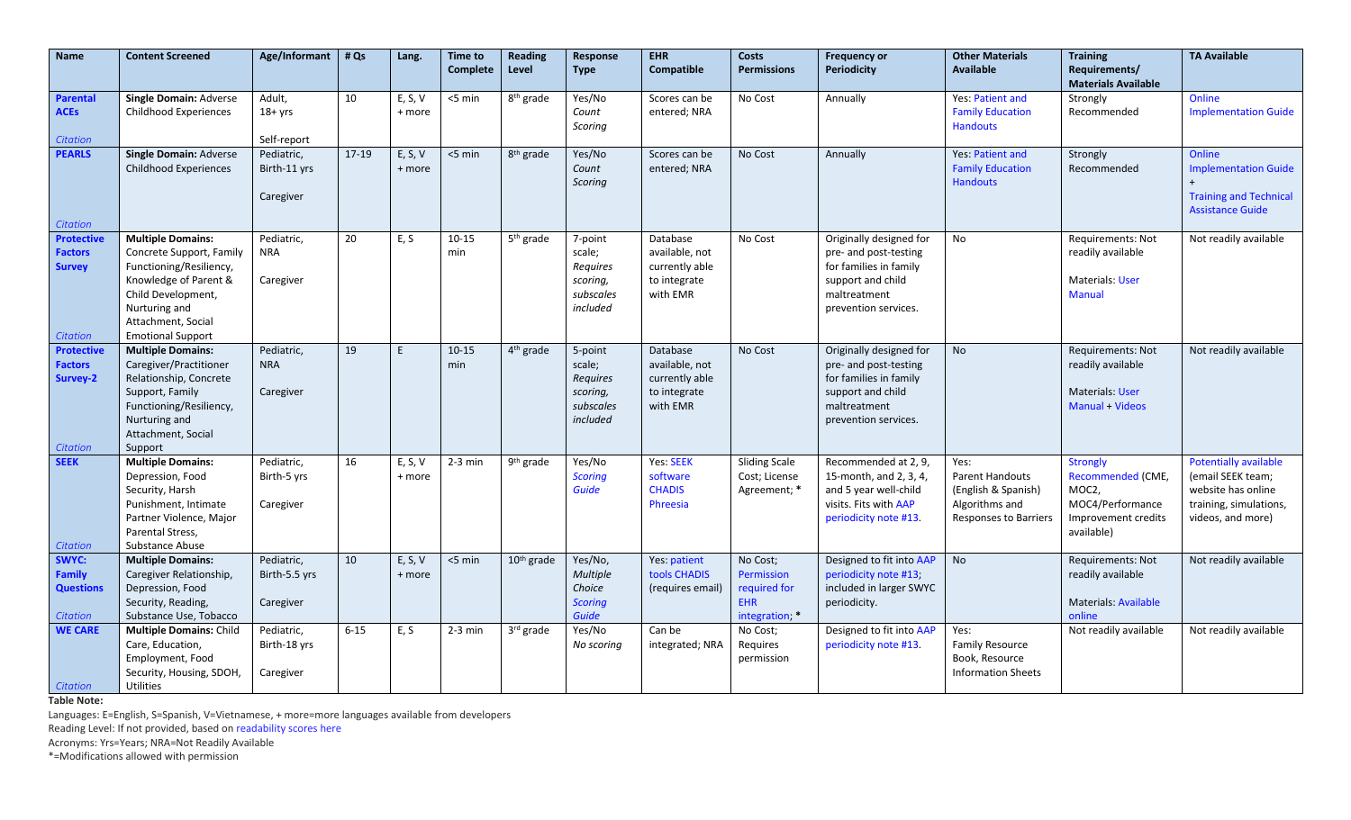| Name | Content Screened | Age/Informant | # Qs | Lang. | Time to Complete | Reading Level | Response Type | EHR Compatible | Costs Permissions | Frequency or Periodicity | Other Materials Available | Training Requirements/ Materials Available | TA Available |
|---|---|---|---|---|---|---|---|---|---|---|---|---|---|
| **Parental ACEs** Citation | **Single Domain:** Adverse Childhood Experiences | Adult, 18+ yrs Self-report | 10 | E, S, V + more | <5 min | 8th grade | Yes/No *Count Scoring* | Scores can be entered; NRA | No Cost | Annually | Yes: Patient and Family Education Handouts | Strongly Recommended | Online Implementation Guide |
| **PEARLS** Citation | **Single Domain:** Adverse Childhood Experiences | Pediatric, Birth-11 yrs Caregiver | 17-19 | E, S, V + more | <5 min | 8th grade | Yes/No *Count Scoring* | Scores can be entered; NRA | No Cost | Annually | Yes: Patient and Family Education Handouts | Strongly Recommended | Online Implementation Guide + Training and Technical Assistance Guide |
| **Protective Factors Survey** Citation | **Multiple Domains:** Concrete Support, Family Functioning/Resiliency, Knowledge of Parent & Child Development, Nurturing and Attachment, Social Emotional Support | Pediatric, NRA Caregiver | 20 | E, S | 10-15 min | 5th grade | 7-point scale; *Requires scoring, subscales included* | Database available, not currently able to integrate with EMR | No Cost | Originally designed for pre- and post-testing for families in family support and child maltreatment prevention services. | No | Requirements: Not readily available Materials: User Manual | Not readily available |
| **Protective Factors Survey-2** Citation | **Multiple Domains:** Caregiver/Practitioner Relationship, Concrete Support, Family Functioning/Resiliency, Nurturing and Attachment, Social Support | Pediatric, NRA Caregiver | 19 | E | 10-15 min | 4th grade | 5-point scale; *Requires scoring, subscales included* | Database available, not currently able to integrate with EMR | No Cost | Originally designed for pre- and post-testing for families in family support and child maltreatment prevention services. | No | Requirements: Not readily available Materials: User Manual + Videos | Not readily available |
| **SEEK** Citation | **Multiple Domains:** Depression, Food Security, Harsh Punishment, Intimate Partner Violence, Major Parental Stress, Substance Abuse | Pediatric, Birth-5 yrs Caregiver | 16 | E, S, V + more | 2-3 min | 9th grade | Yes/No *Scoring Guide* | Yes: SEEK software CHADIS Phreesia | Sliding Scale Cost; License Agreement; * | Recommended at 2, 9, 15-month, and 2, 3, 4, and 5 year well-child visits. Fits with AAP periodicity note #13. | Yes: Parent Handouts (English & Spanish) Algorithms and Responses to Barriers | Strongly Recommended (CME, MOC2, MOC4/Performance Improvement credits available) | Potentially available (email SEEK team; website has online training, simulations, videos, and more) |
| **SWYC: Family Questions** Citation | **Multiple Domains:** Caregiver Relationship, Depression, Food Security, Reading, Substance Use, Tobacco | Pediatric, Birth-5.5 yrs Caregiver | 10 | E, S, V + more | <5 min | 10th grade | Yes/No, *Multiple Choice Scoring Guide* | Yes: patient tools CHADIS (requires email) | No Cost; Permission required for EHR integration; * | Designed to fit into AAP periodicity note #13; included in larger SWYC periodicity. | No | Requirements: Not readily available Materials: Available online | Not readily available |
| **WE CARE** Citation | **Multiple Domains:** Child Care, Education, Employment, Food Security, Housing, SDOH, Utilities | Pediatric, Birth-18 yrs Caregiver | 6-15 | E, S | 2-3 min | 3rd grade | Yes/No *No scoring* | Can be integrated; NRA | No Cost; Requires permission | Designed to fit into AAP periodicity note #13. | Yes: Family Resource Book, Resource Information Sheets | Not readily available | Not readily available |

**Table Note:**

Languages: E=English, S=Spanish, V=Vietnamese, + more=more languages available from developers

Reading Level: If not provided, based on readability scores here

Acronyms: Yrs=Years; NRA=Not Readily Available

*=Modifications allowed with permission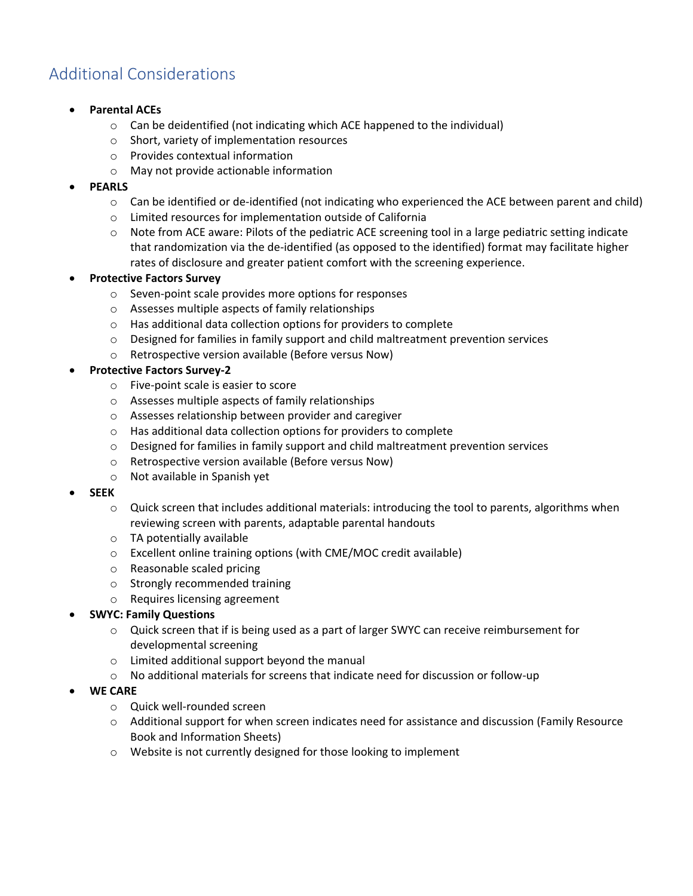## Additional Considerations

- **Parental ACEs**
  - Can be deidentified (not indicating which ACE happened to the individual)
  - Short, variety of implementation resources
  - Provides contextual information
  - May not provide actionable information
- **PEARLS**
  - Can be identified or de-identified (not indicating who experienced the ACE between parent and child)
  - Limited resources for implementation outside of California
  - Note from ACE aware: Pilots of the pediatric ACE screening tool in a large pediatric setting indicate that randomization via the de-identified (as opposed to the identified) format may facilitate higher rates of disclosure and greater patient comfort with the screening experience.
- **Protective Factors Survey**
  - Seven-point scale provides more options for responses
  - Assesses multiple aspects of family relationships
  - Has additional data collection options for providers to complete
  - Designed for families in family support and child maltreatment prevention services
  - Retrospective version available (Before versus Now)
- **Protective Factors Survey-2**
  - Five-point scale is easier to score
  - Assesses multiple aspects of family relationships
  - Assesses relationship between provider and caregiver
  - Has additional data collection options for providers to complete
  - Designed for families in family support and child maltreatment prevention services
  - Retrospective version available (Before versus Now)
  - Not available in Spanish yet
- **SEEK**
  - Quick screen that includes additional materials: introducing the tool to parents, algorithms when reviewing screen with parents, adaptable parental handouts
  - TA potentially available
  - Excellent online training options (with CME/MOC credit available)
  - Reasonable scaled pricing
  - Strongly recommended training
  - Requires licensing agreement
- **SWYC: Family Questions**
  - Quick screen that if is being used as a part of larger SWYC can receive reimbursement for developmental screening
  - Limited additional support beyond the manual
  - No additional materials for screens that indicate need for discussion or follow-up
- **WE CARE**
  - Quick well-rounded screen
  - Additional support for when screen indicates need for assistance and discussion (Family Resource Book and Information Sheets)
  - Website is not currently designed for those looking to implement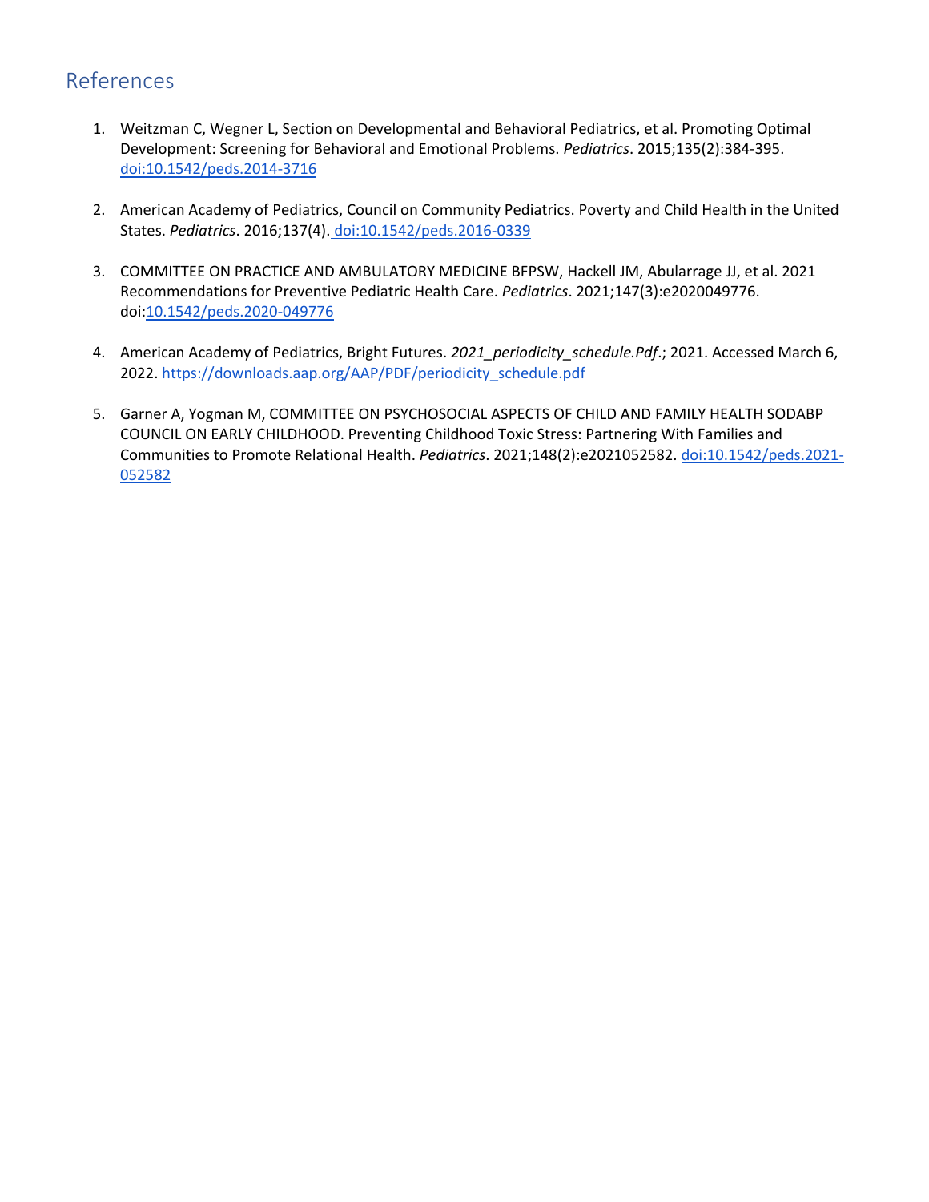## References

1. Weitzman C, Wegner L, Section on Developmental and Behavioral Pediatrics, et al. Promoting Optimal Development: Screening for Behavioral and Emotional Problems. *Pediatrics*. 2015;135(2):384-395. doi:10.1542/peds.2014-3716

2. American Academy of Pediatrics, Council on Community Pediatrics. Poverty and Child Health in the United States. *Pediatrics*. 2016;137(4). doi:10.1542/peds.2016-0339

3. COMMITTEE ON PRACTICE AND AMBULATORY MEDICINE BFPSW, Hackell JM, Abularrage JJ, et al. 2021 Recommendations for Preventive Pediatric Health Care. *Pediatrics*. 2021;147(3):e2020049776. doi:10.1542/peds.2020-049776

4. American Academy of Pediatrics, Bright Futures. *2021_periodicity_schedule.Pdf*.; 2021. Accessed March 6, 2022. https://downloads.aap.org/AAP/PDF/periodicity_schedule.pdf

5. Garner A, Yogman M, COMMITTEE ON PSYCHOSOCIAL ASPECTS OF CHILD AND FAMILY HEALTH SODABP COUNCIL ON EARLY CHILDHOOD. Preventing Childhood Toxic Stress: Partnering With Families and Communities to Promote Relational Health. *Pediatrics*. 2021;148(2):e2021052582. doi:10.1542/peds.2021-052582